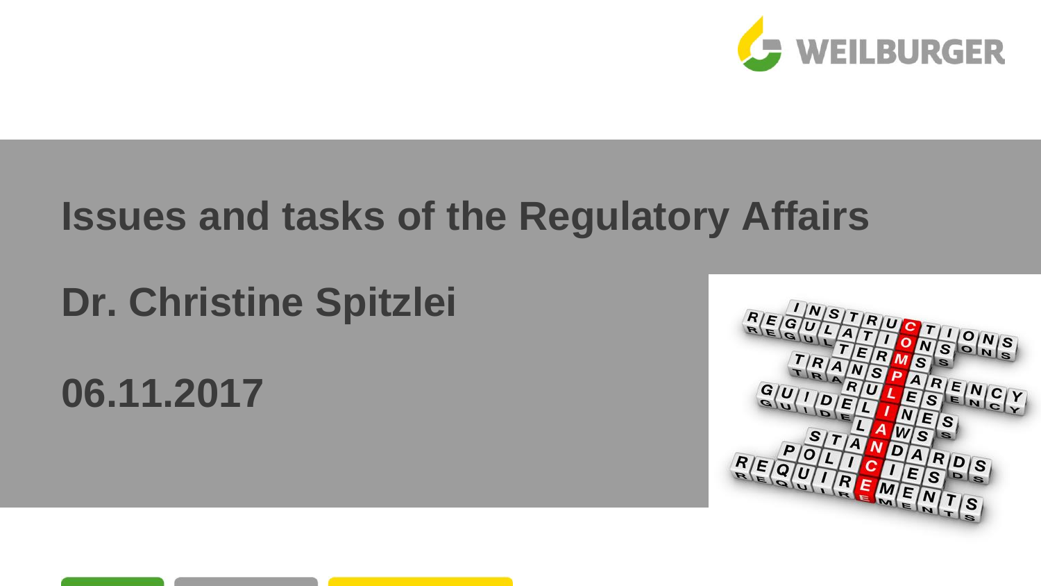# Issues and tasks of the Regulatory Affairs

**Dr. Christine Spitzlei**

**06.11.2017**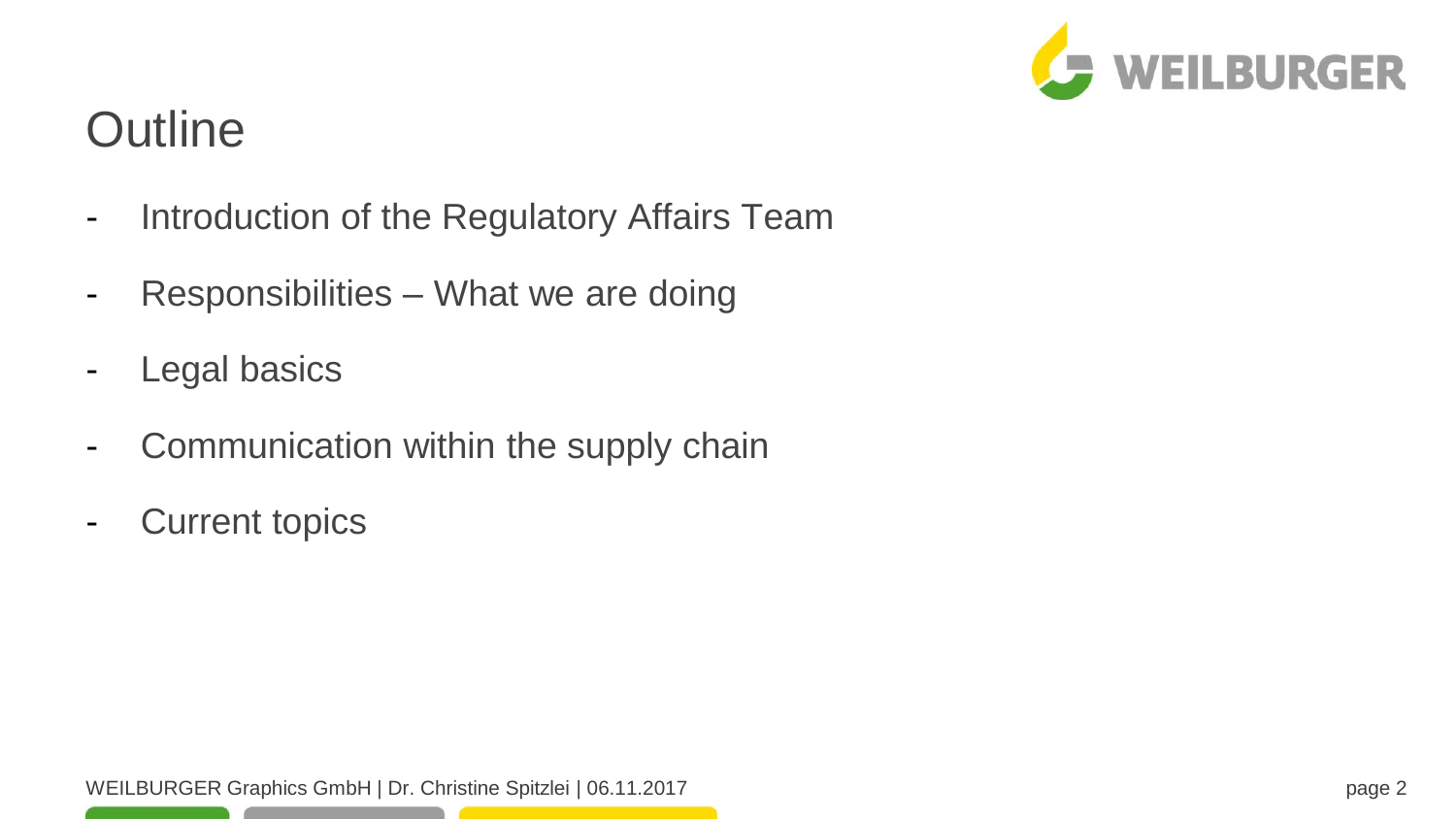# Outline

- Introduction of the Regulatory Affairs Team
- Responsibilities – What we are doing
- Legal basics
- Communication within the supply chain
- Current topics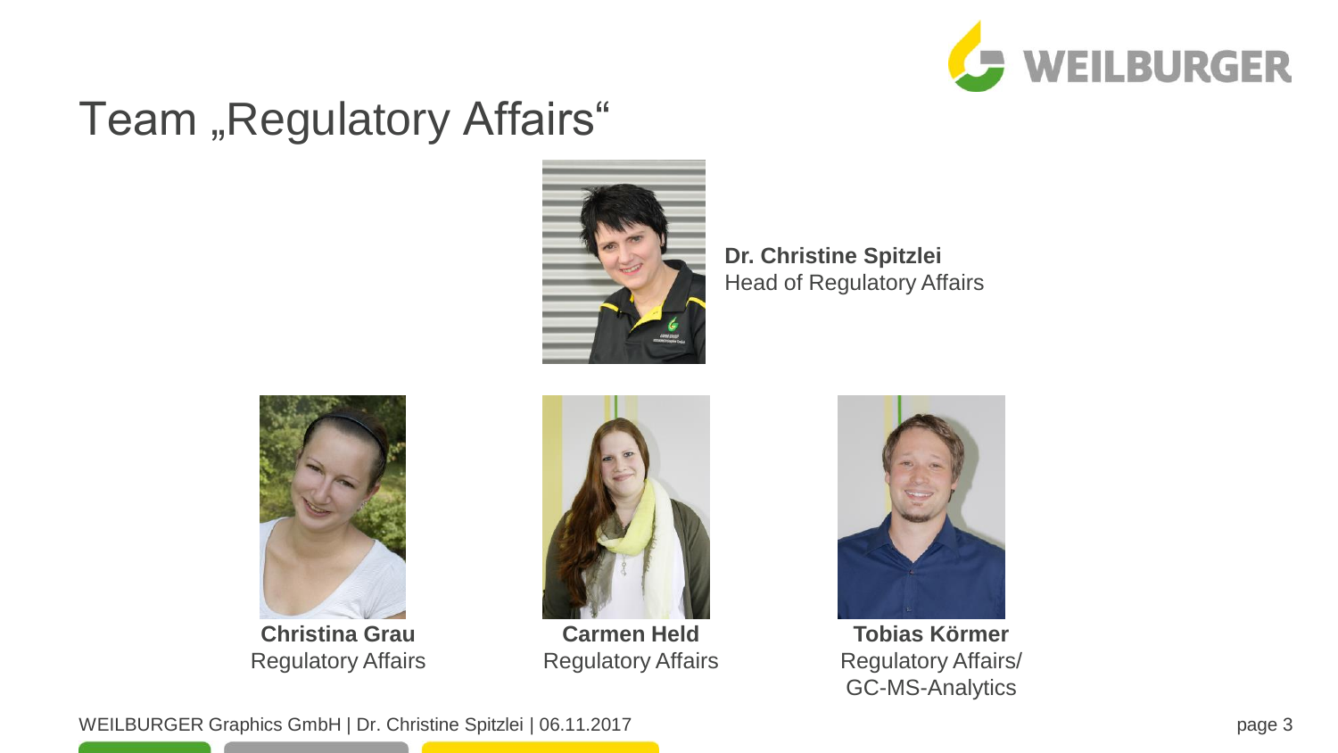# Team „Regulatory Affairs“

**Dr. Christine Spitzlei**
Head of Regulatory Affairs

**Christina Grau**
Regulatory Affairs

**Carmen Held**
Regulatory Affairs

**Tobias Körmer**
Regulatory Affairs/
GC-MS-Analytics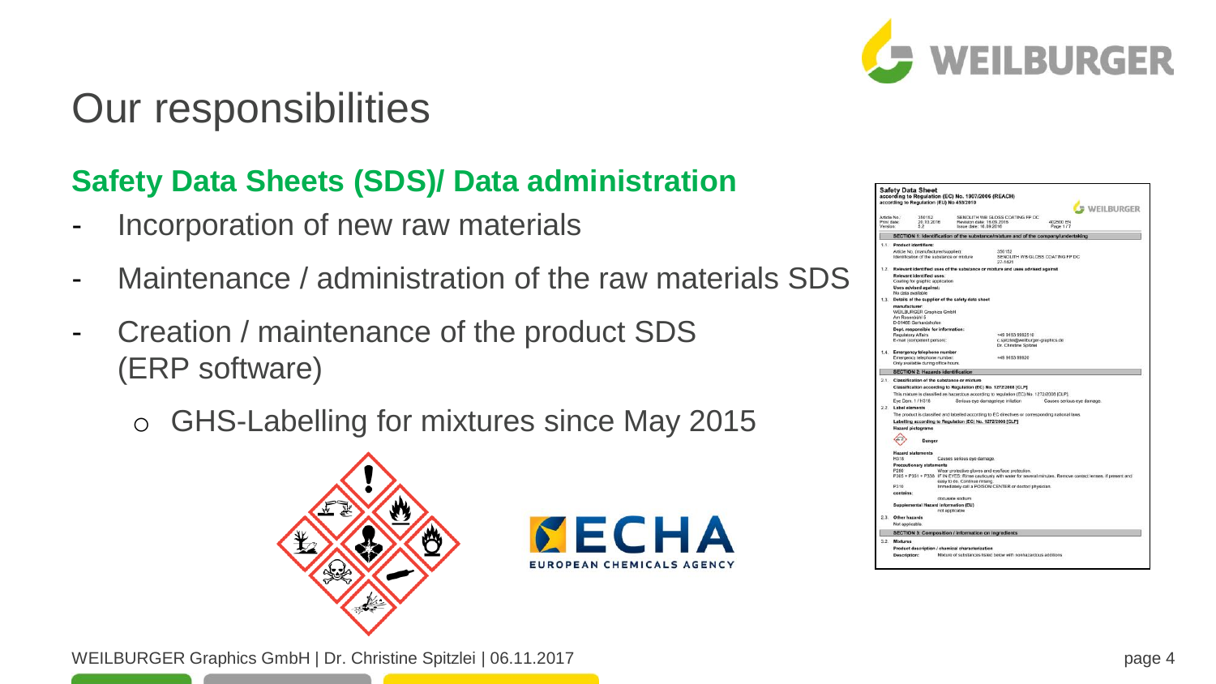# Our responsibilities

## Safety Data Sheets (SDS)/ Data administration

- Incorporation of new raw materials
- Maintenance / administration of the raw materials SDS
- Creation / maintenance of the product SDS (ERP software)
  - GHS-Labelling for mixtures since May 2015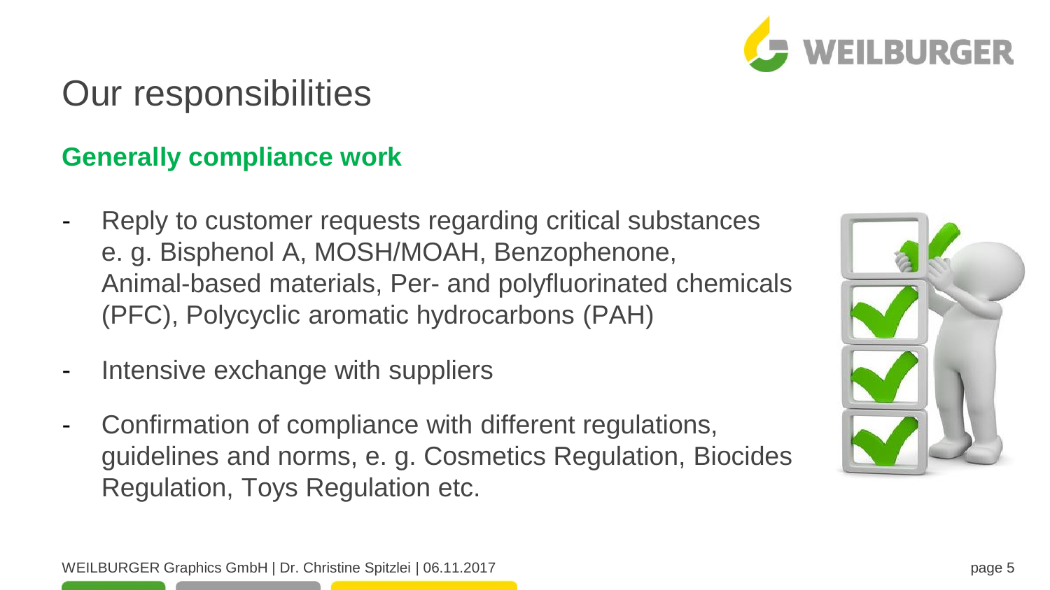# Our responsibilities

## Generally compliance work

- Reply to customer requests regarding critical substances e. g. Bisphenol A, MOSH/MOAH, Benzophenone, Animal-based materials, Per- and polyfluorinated chemicals (PFC), Polycyclic aromatic hydrocarbons (PAH)
- Intensive exchange with suppliers
- Confirmation of compliance with different regulations, guidelines and norms, e. g. Cosmetics Regulation, Biocides Regulation, Toys Regulation etc.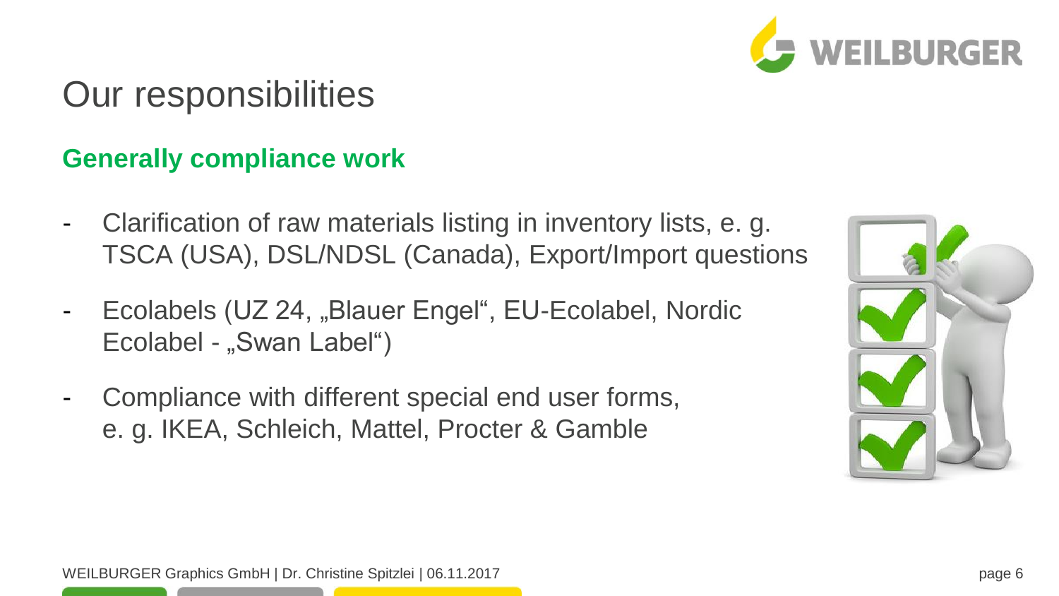# Our responsibilities

## Generally compliance work

- Clarification of raw materials listing in inventory lists, e. g. TSCA (USA), DSL/NDSL (Canada), Export/Import questions
- Ecolabels (UZ 24, „Blauer Engel", EU-Ecolabel, Nordic Ecolabel - „Swan Label")
- Compliance with different special end user forms, e. g. IKEA, Schleich, Mattel, Procter & Gamble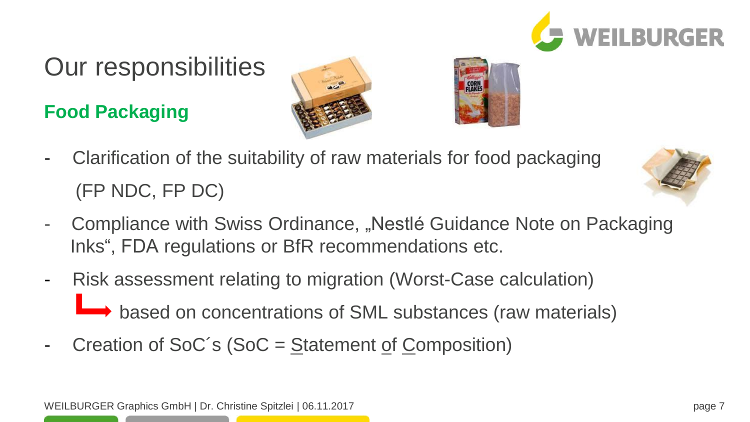# Our responsibilities

## Food Packaging

- Clarification of the suitability of raw materials for food packaging (FP NDC, FP DC)
- Compliance with Swiss Ordinance, „Nestlé Guidance Note on Packaging Inks“, FDA regulations or BfR recommendations etc.
- Risk assessment relating to migration (Worst-Case calculation)
  - → based on concentrations of SML substances (raw materials)
- Creation of SoC´s (SoC = Statement of Composition)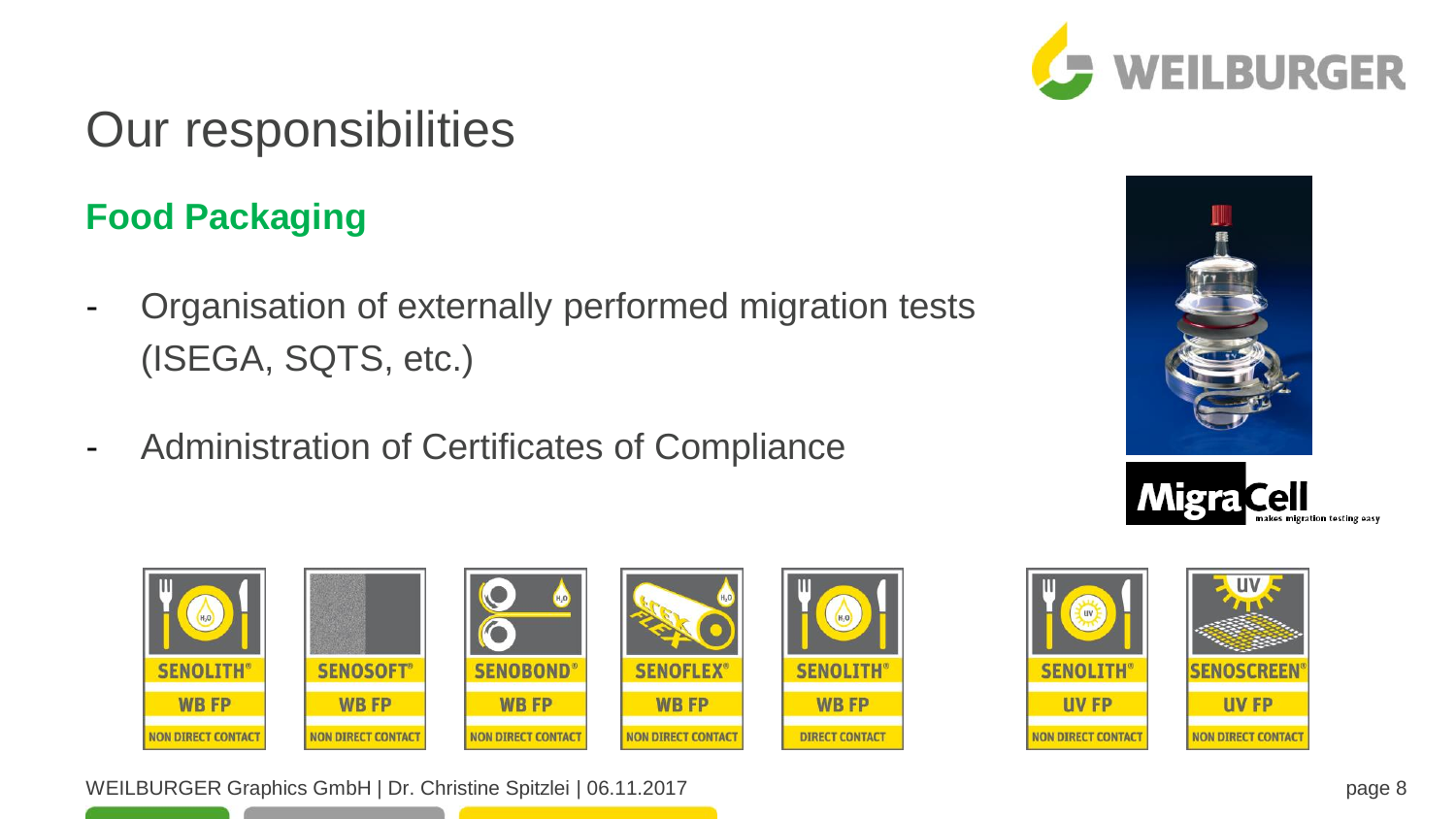# Our responsibilities

## Food Packaging

- Organisation of externally performed migration tests (ISEGA, SQTS, etc.)
- Administration of Certificates of Compliance

MigraCell makes migration testing easy

| SENOLITH® | SENOSOFT® | SENOBOND® | SENOFLEX® | SENOLITH® | SENOLITH® | SENOSCREEN® |
|---|---|---|---|---|---|---|
| WB FP | WB FP | WB FP | WB FP | WB FP | UV FP | UV FP |
| NON DIRECT CONTACT | NON DIRECT CONTACT | NON DIRECT CONTACT | NON DIRECT CONTACT | DIRECT CONTACT | NON DIRECT CONTACT | NON DIRECT CONTACT |

WEILBURGER Graphics GmbH | Dr. Christine Spitzlei | 06.11.2017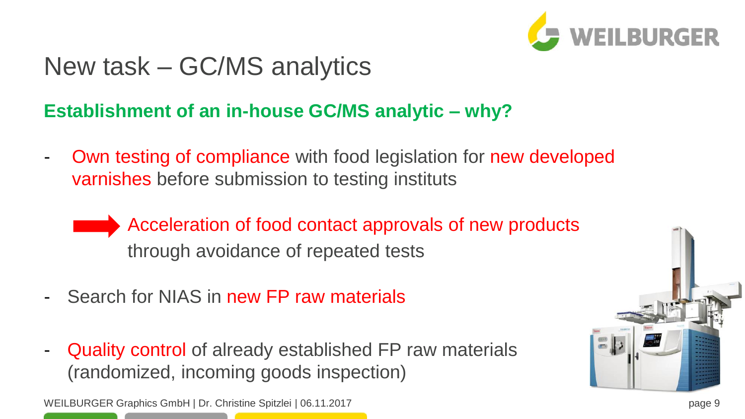# New task – GC/MS analytics

## Establishment of an in-house GC/MS analytic – why?

- Own testing of compliance with food legislation for new developed varnishes before submission to testing instituts

  ➡ Acceleration of food contact approvals of new products through avoidance of repeated tests

- Search for NIAS in new FP raw materials

- Quality control of already established FP raw materials (randomized, incoming goods inspection)

WEILBURGER Graphics GmbH | Dr. Christine Spitzlei | 06.11.2017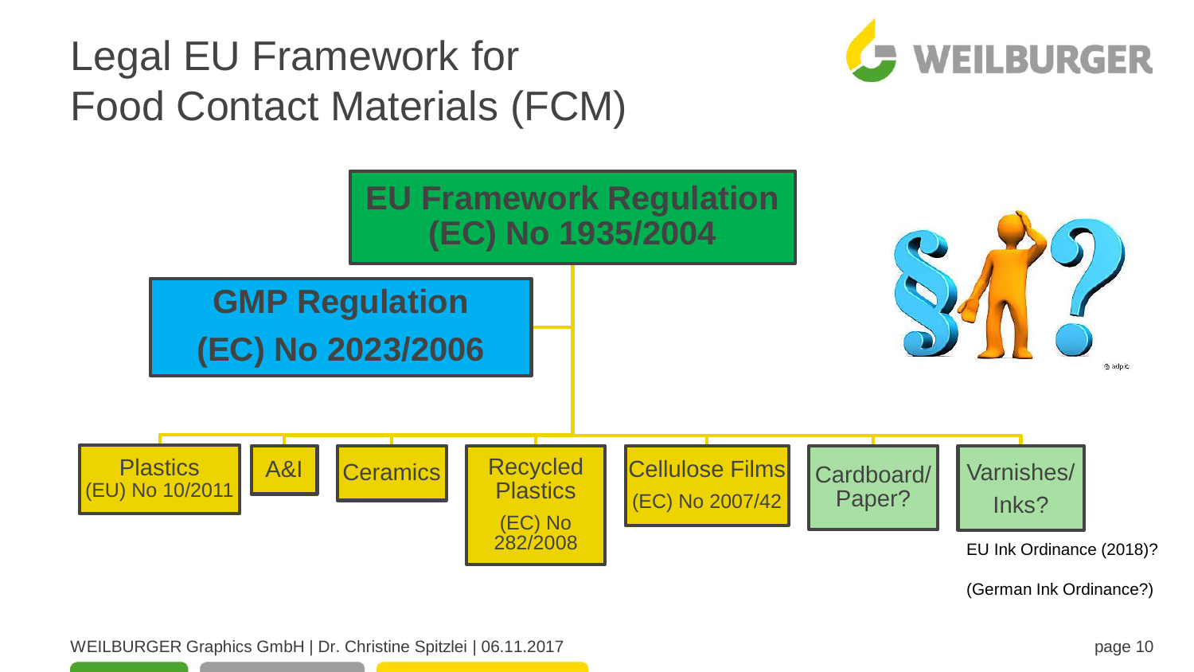# Legal EU Framework for Food Contact Materials (FCM)

**EU Framework Regulation (EC) No 1935/2004**

**GMP Regulation (EC) No 2023/2006**

- Plastics (EU) No 10/2011
- A&I
- Ceramics
- Recycled Plastics (EC) No 282/2008
- Cellulose Films (EC) No 2007/42
- Cardboard/ Paper?
- Varnishes/ Inks?

EU Ink Ordinance (2018)?

(German Ink Ordinance?)

WEILBURGER Graphics GmbH | Dr. Christine Spitzlei | 06.11.2017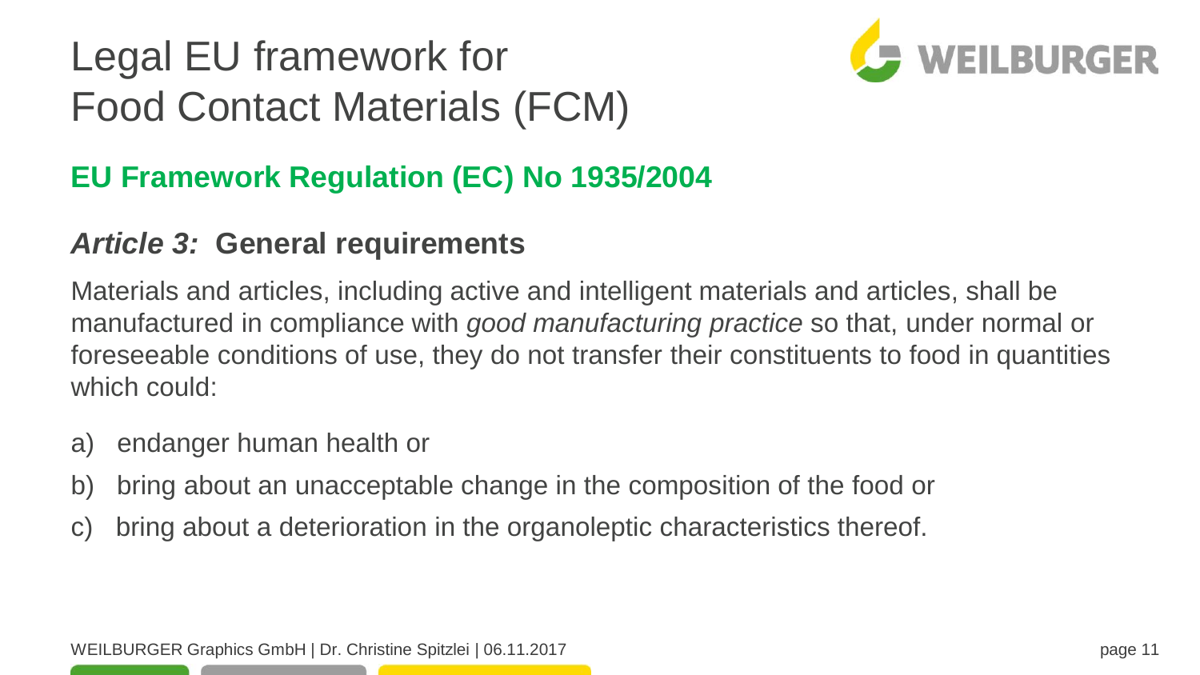# Legal EU framework for Food Contact Materials (FCM)

## EU Framework Regulation (EC) No 1935/2004

### *Article 3:* General requirements

Materials and articles, including active and intelligent materials and articles, shall be manufactured in compliance with *good manufacturing practice* so that, under normal or foreseeable conditions of use, they do not transfer their constituents to food in quantities which could:

a) endanger human health or
b) bring about an unacceptable change in the composition of the food or
c) bring about a deterioration in the organoleptic characteristics thereof.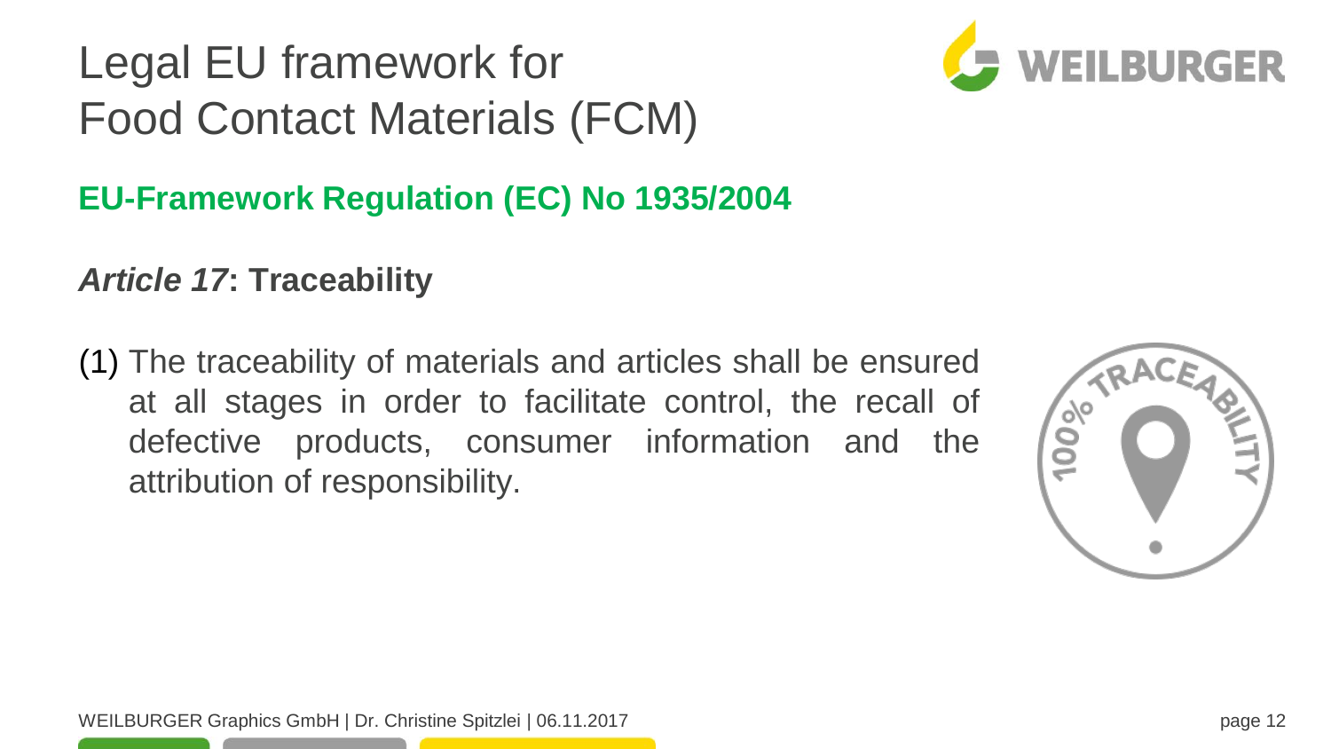# Legal EU framework for Food Contact Materials (FCM)

## EU-Framework Regulation (EC) No 1935/2004

### *Article 17*: Traceability

(1) The traceability of materials and articles shall be ensured at all stages in order to facilitate control, the recall of defective products, consumer information and the attribution of responsibility.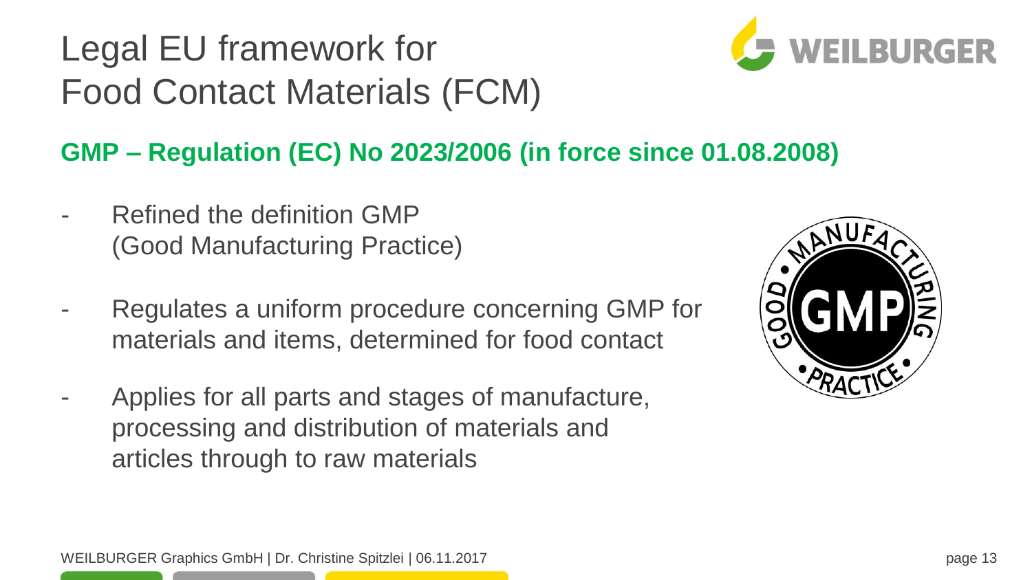# Legal EU framework for Food Contact Materials (FCM)

## GMP – Regulation (EC) No 2023/2006 (in force since 01.08.2008)

- Refined the definition GMP (Good Manufacturing Practice)
- Regulates a uniform procedure concerning GMP for materials and items, determined for food contact
- Applies for all parts and stages of manufacture, processing and distribution of materials and articles through to raw materials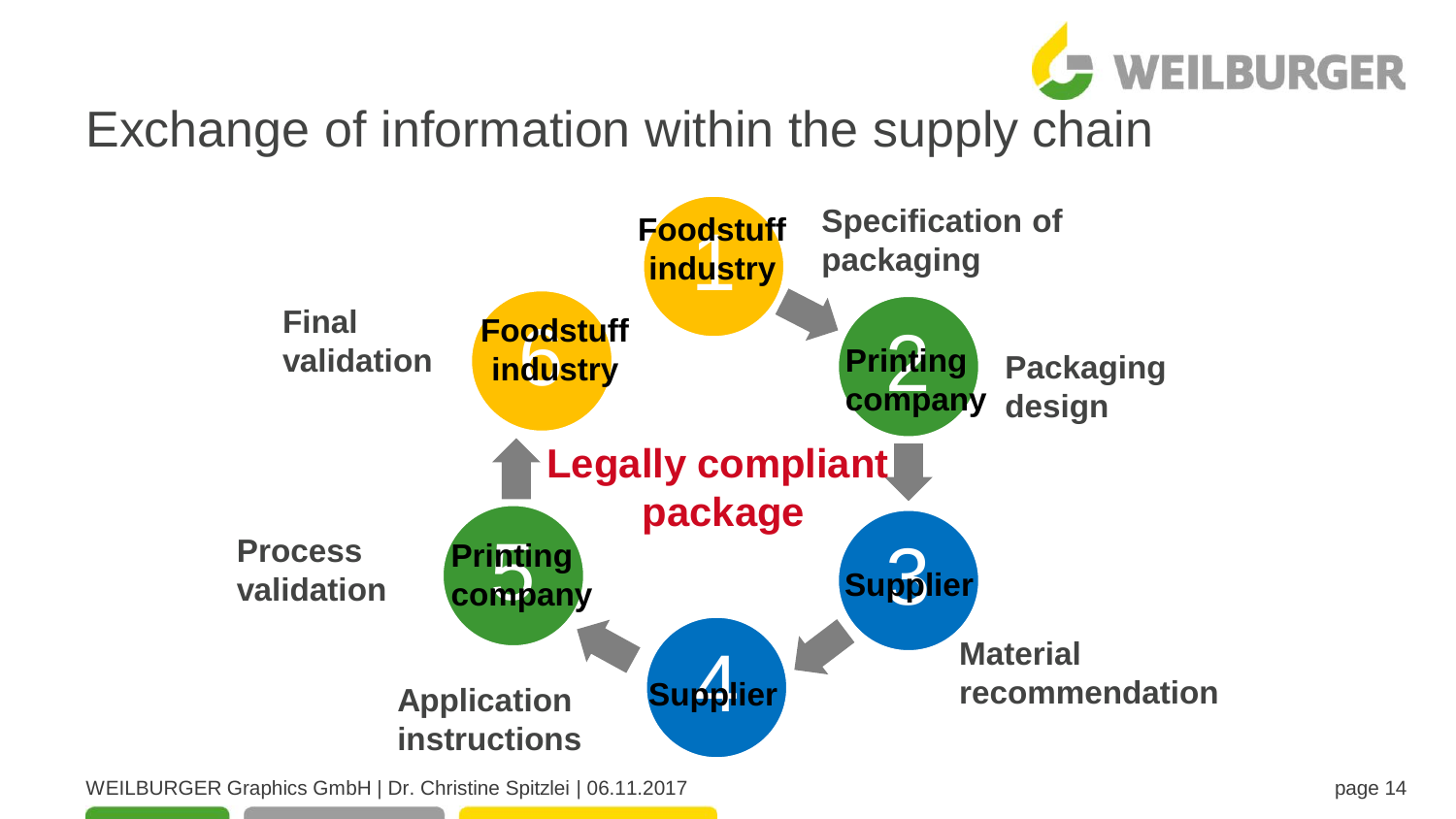# Exchange of information within the supply chain

1. **Foodstuff industry** – **Specification of packaging**
2. **Printing company** – **Packaging design**
3. **Supplier** – **Material recommendation**
4. **Supplier** – **Application instructions**
5. **Printing company** – **Process validation**
6. **Foodstuff industry** – **Final validation**

**Legally compliant package**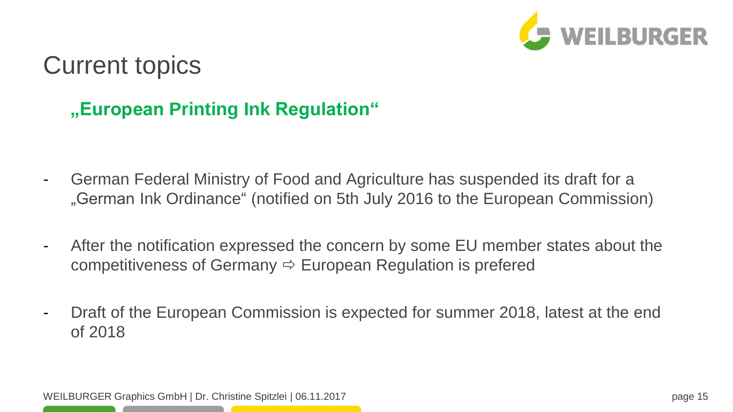# Current topics

## „European Printing Ink Regulation“

- German Federal Ministry of Food and Agriculture has suspended its draft for a „German Ink Ordinance“ (notified on 5th July 2016 to the European Commission)
- After the notification expressed the concern by some EU member states about the competitiveness of Germany ⇨ European Regulation is prefered
- Draft of the European Commission is expected for summer 2018, latest at the end of 2018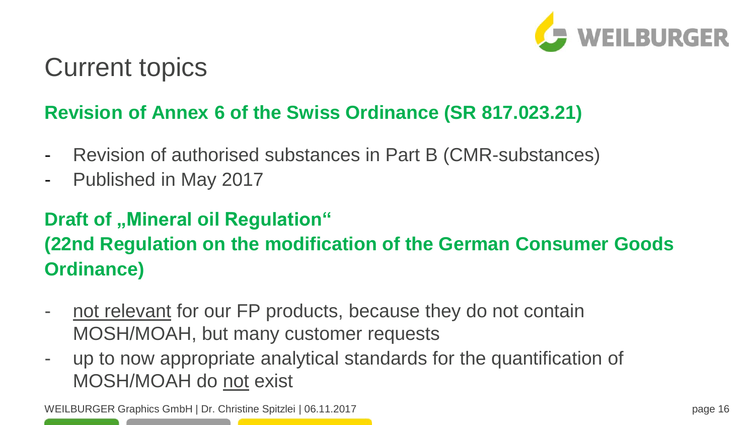# Current topics

**Revision of Annex 6 of the Swiss Ordinance (SR 817.023.21)**

- Revision of authorised substances in Part B (CMR-substances)
- Published in May 2017

**Draft of „Mineral oil Regulation“**
**(22nd Regulation on the modification of the German Consumer Goods Ordinance)**

- <u>not relevant</u> for our FP products, because they do not contain MOSH/MOAH, but many customer requests
- up to now appropriate analytical standards for the quantification of MOSH/MOAH do <u>not</u> exist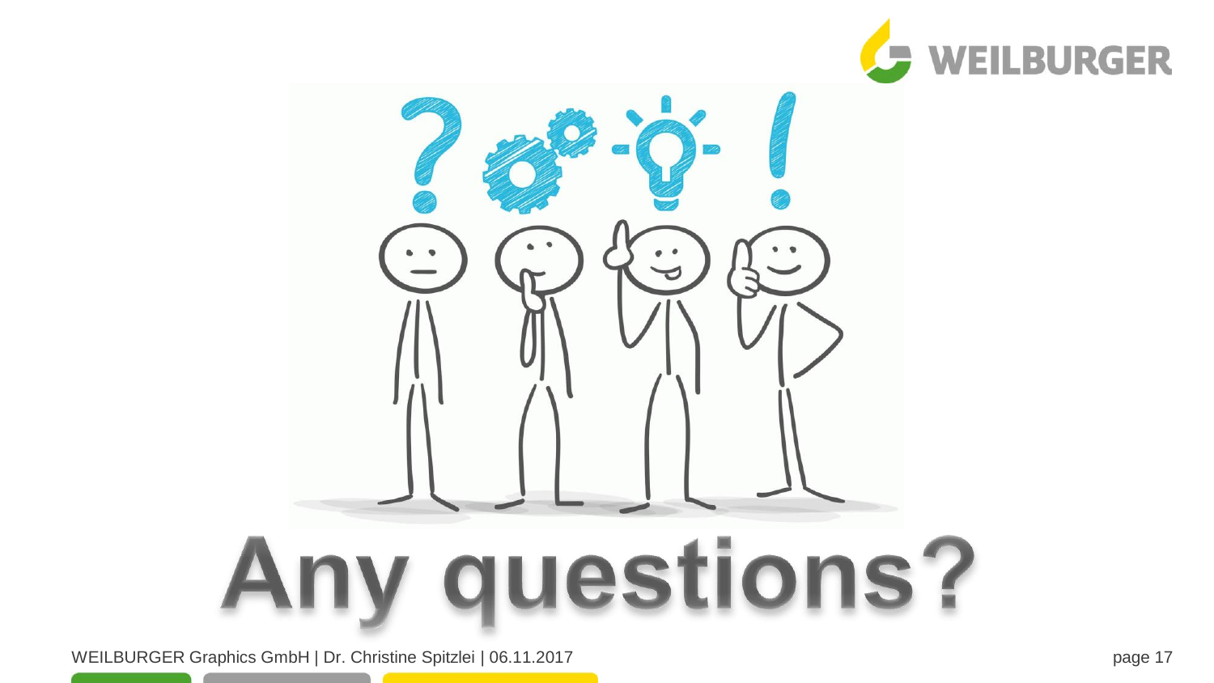# Any questions?